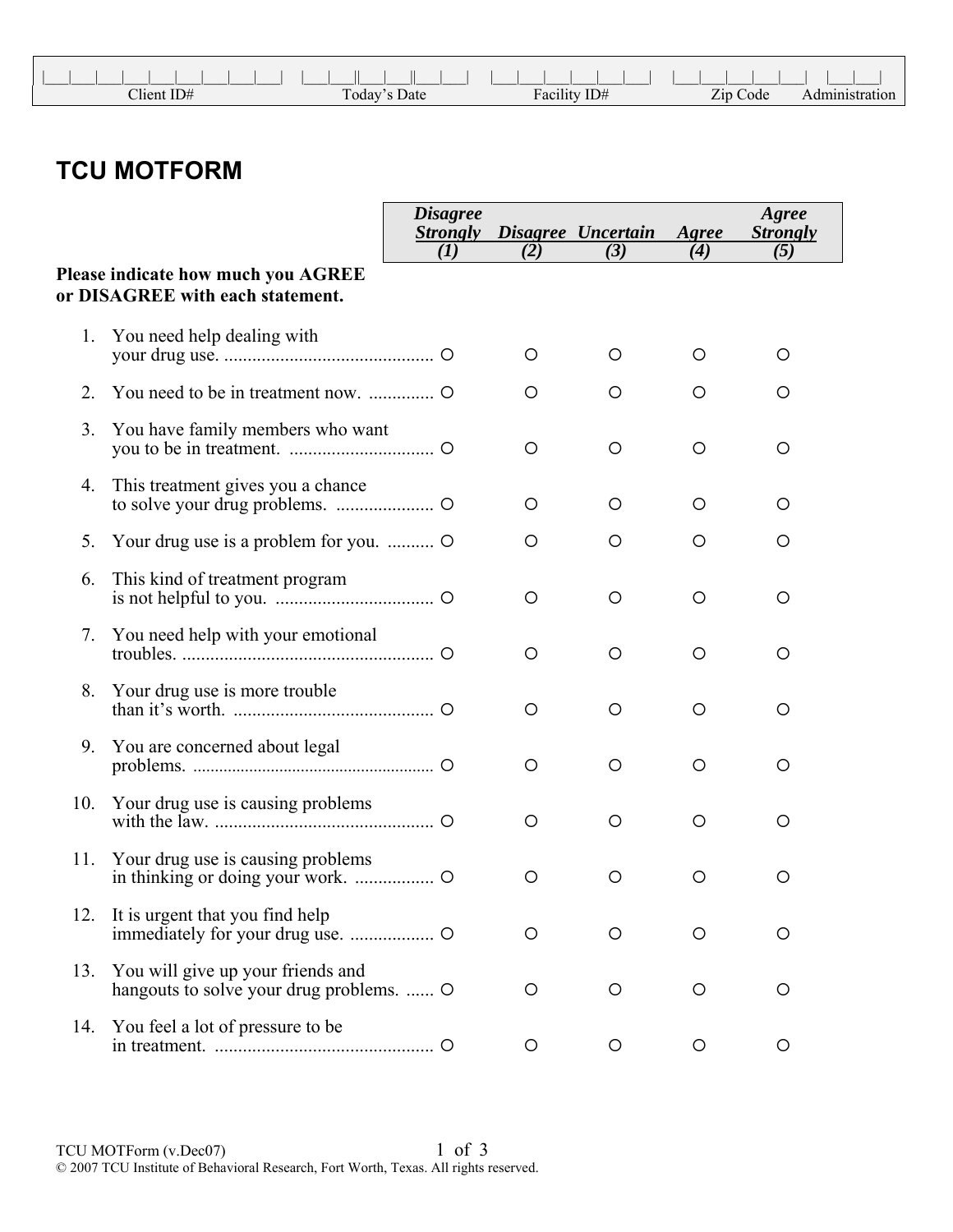| Client ID# | Today's Date | Facility ID# | Zip Code | Administration |
|---|---|---|---|---|
| \|\_\_\_\|\_\_\_\|\_\_\_\|\_\_\_\|\_\_\_\|\_\_\_\|\_\_\_\|\_\_\_\|\_\_\_\| | \|\_\_\_\|\_\_\_\|\|\_\_\_\|\_\_\_\|\|\_\_\_\|\_\_\_\| | \|\_\_\_\|\_\_\_\|\_\_\_\|\_\_\_\|\_\_\_\|\_\_\_\| | \|\_\_\_\|\_\_\_\|\_\_\_\|\_\_\_\|\_\_\_\| | \|\_\_\_\|\_\_\_\| |

# TCU MOTFORM

**Please indicate how much you AGREE or DISAGREE with each statement.**

| | Statement | *Disagree Strongly (1)* | *Disagree (2)* | *Uncertain (3)* | *Agree (4)* | *Agree Strongly (5)* |
|---|---|---|---|---|---|---|
| 1. | You need help dealing with your drug use. | ○ | ○ | ○ | ○ | ○ |
| 2. | You need to be in treatment now. | ○ | ○ | ○ | ○ | ○ |
| 3. | You have family members who want you to be in treatment. | ○ | ○ | ○ | ○ | ○ |
| 4. | This treatment gives you a chance to solve your drug problems. | ○ | ○ | ○ | ○ | ○ |
| 5. | Your drug use is a problem for you. | ○ | ○ | ○ | ○ | ○ |
| 6. | This kind of treatment program is not helpful to you. | ○ | ○ | ○ | ○ | ○ |
| 7. | You need help with your emotional troubles. | ○ | ○ | ○ | ○ | ○ |
| 8. | Your drug use is more trouble than it's worth. | ○ | ○ | ○ | ○ | ○ |
| 9. | You are concerned about legal problems. | ○ | ○ | ○ | ○ | ○ |
| 10. | Your drug use is causing problems with the law. | ○ | ○ | ○ | ○ | ○ |
| 11. | Your drug use is causing problems in thinking or doing your work. | ○ | ○ | ○ | ○ | ○ |
| 12. | It is urgent that you find help immediately for your drug use. | ○ | ○ | ○ | ○ | ○ |
| 13. | You will give up your friends and hangouts to solve your drug problems. | ○ | ○ | ○ | ○ | ○ |
| 14. | You feel a lot of pressure to be in treatment. | ○ | ○ | ○ | ○ | ○ |

TCU MOTForm (v.Dec07)
© 2007 TCU Institute of Behavioral Research, Fort Worth, Texas. All rights reserved.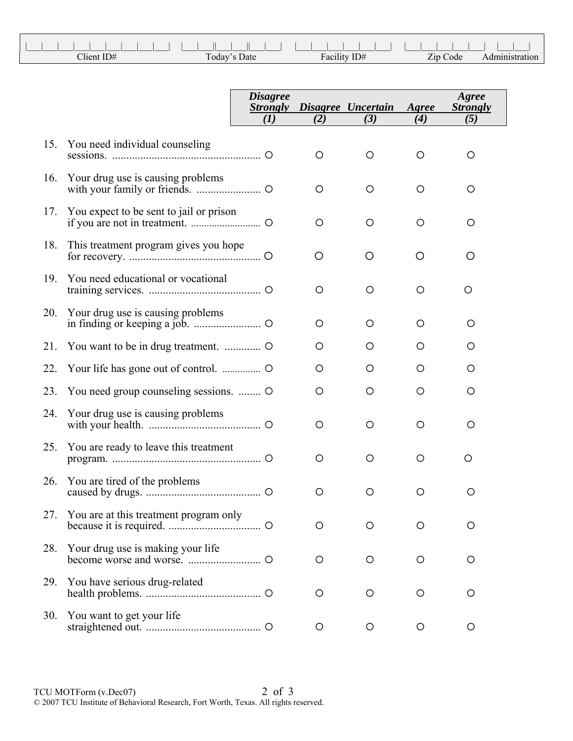| Client ID# | Today's Date | Facility ID# | Zip Code | Administration |
|---|---|---|---|---|
| \|___\|___\|___\|___\|___\|___\|___\|___\|___\| | \|___\|___\|\|___\|___\|\|___\|___\| | \|___\|___\|___\|___\|___\|___\| | \|___\|___\|___\|___\|___\| | \|___\|___\| |

| | Disagree Strongly (1) | Disagree (2) | Uncertain (3) | Agree (4) | Agree Strongly (5) |
|---|---|---|---|---|---|
| 15. You need individual counseling sessions. | ○ | ○ | ○ | ○ | ○ |
| 16. Your drug use is causing problems with your family or friends. | ○ | ○ | ○ | ○ | ○ |
| 17. You expect to be sent to jail or prison if you are not in treatment. | ○ | ○ | ○ | ○ | ○ |
| 18. This treatment program gives you hope for recovery. | ○ | ○ | ○ | ○ | ○ |
| 19. You need educational or vocational training services. | ○ | ○ | ○ | ○ | ○ |
| 20. Your drug use is causing problems in finding or keeping a job. | ○ | ○ | ○ | ○ | ○ |
| 21. You want to be in drug treatment. | ○ | ○ | ○ | ○ | ○ |
| 22. Your life has gone out of control. | ○ | ○ | ○ | ○ | ○ |
| 23. You need group counseling sessions. | ○ | ○ | ○ | ○ | ○ |
| 24. Your drug use is causing problems with your health. | ○ | ○ | ○ | ○ | ○ |
| 25. You are ready to leave this treatment program. | ○ | ○ | ○ | ○ | ○ |
| 26. You are tired of the problems caused by drugs. | ○ | ○ | ○ | ○ | ○ |
| 27. You are at this treatment program only because it is required. | ○ | ○ | ○ | ○ | ○ |
| 28. Your drug use is making your life become worse and worse. | ○ | ○ | ○ | ○ | ○ |
| 29. You have serious drug-related health problems. | ○ | ○ | ○ | ○ | ○ |
| 30. You want to get your life straightened out. | ○ | ○ | ○ | ○ | ○ |

TCU MOTForm (v.Dec07)
© 2007 TCU Institute of Behavioral Research, Fort Worth, Texas. All rights reserved.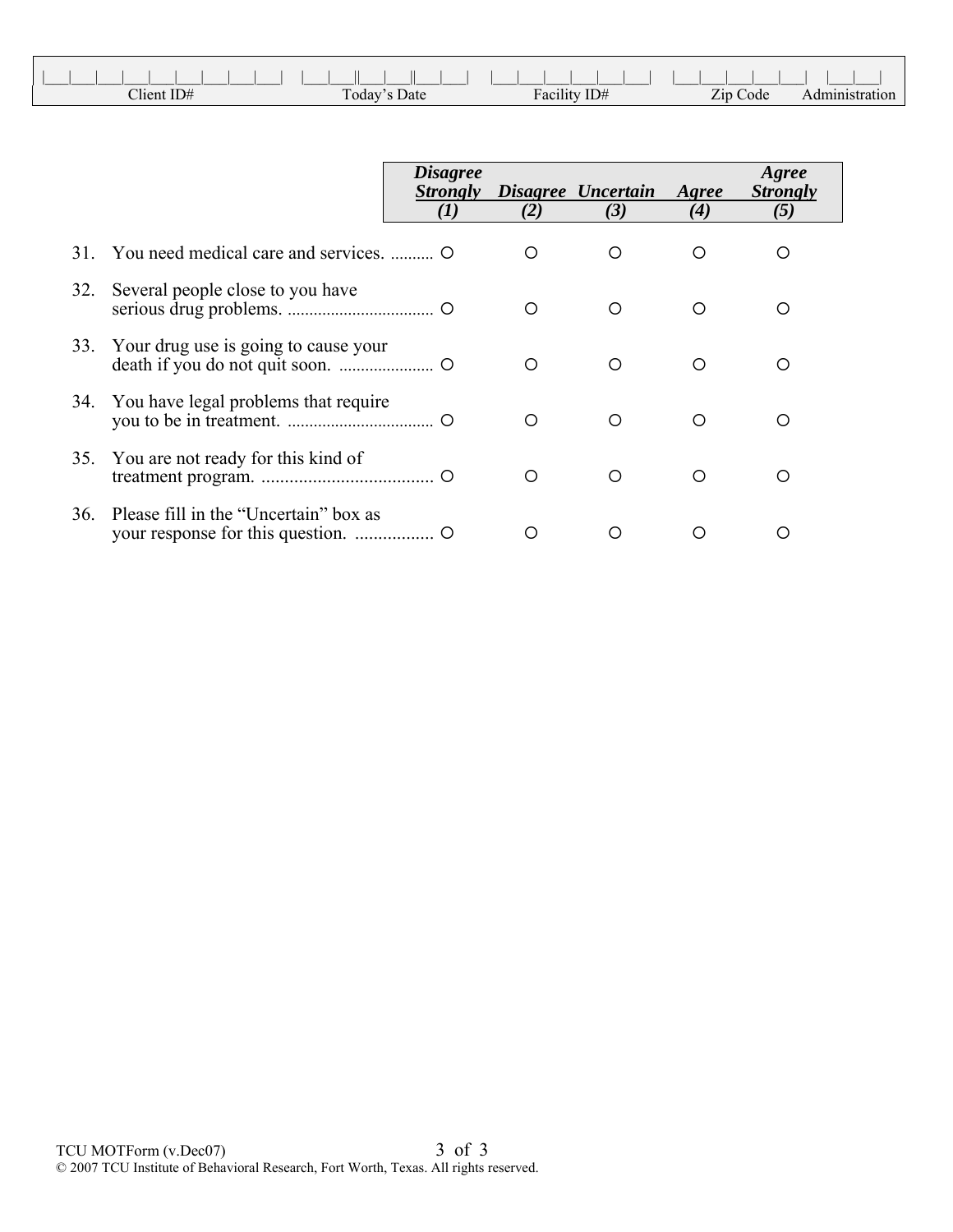| Client ID# | Today's Date | Facility ID# | Zip Code | Administration |
|---|---|---|---|---|
| \|\_\_\_\|\_\_\_\|\_\_\_\|\_\_\_\|\_\_\_\|\_\_\_\|\_\_\_\|\_\_\_\|\_\_\_\| | \|\_\_\_\|\_\_\_\|\|\_\_\_\|\_\_\_\|\|\_\_\_\|\_\_\_\| | \|\_\_\_\|\_\_\_\|\_\_\_\|\_\_\_\|\_\_\_\|\_\_\_\| | \|\_\_\_\|\_\_\_\|\_\_\_\|\_\_\_\|\_\_\_\| | \|\_\_\_\|\_\_\_\| |

| | *Disagree Strongly (1)* | *Disagree (2)* | *Uncertain (3)* | *Agree (4)* | *Agree Strongly (5)* |
|---|---|---|---|---|---|
| 31. You need medical care and services. .......... | ○ | ○ | ○ | ○ | ○ |
| 32. Several people close to you have serious drug problems. ................................ | ○ | ○ | ○ | ○ | ○ |
| 33. Your drug use is going to cause your death if you do not quit soon. ..................... | ○ | ○ | ○ | ○ | ○ |
| 34. You have legal problems that require you to be in treatment. ................................ | ○ | ○ | ○ | ○ | ○ |
| 35. You are not ready for this kind of treatment program. .................................... | ○ | ○ | ○ | ○ | ○ |
| 36. Please fill in the "Uncertain" box as your response for this question. ................ | ○ | ○ | ○ | ○ | ○ |

TCU MOTForm (v.Dec07)

© 2007 TCU Institute of Behavioral Research, Fort Worth, Texas. All rights reserved.